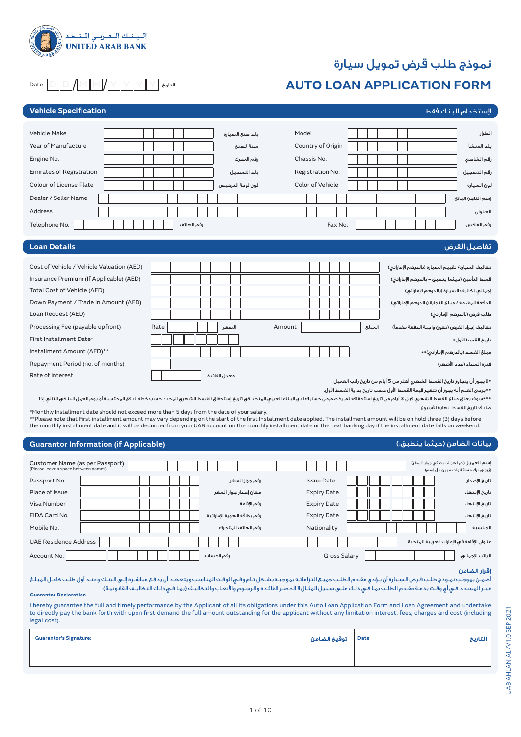UNITED ARAB BANK
البـنـك الـعـربـي المـتـحـد

# نموذج طلب قرض تمويل سيارة
# AUTO LOAN APPLICATION FORM

Date D D / M M / Y Y Y Y التاريخ

## Vehicle Specification
إستخدام البنك فقط

| | | | |
|---|---|---|---|
| Vehicle Make | بلد صنع السيارة | Model | الطراز |
| Year of Manufacture | سنة الصنع | Country of Origin | بلد المنشأ |
| Engine No. | رقم المحرك | Chassis No. | رقم الشاصي |
| Emirates of Registration | بلد التسجيل | Registration No. | رقم التسجيل |
| Colour of License Plate | لون لوحة الترخيص | Color of Vehicle | لون السيارة |

Dealer / Seller Name إسم التاجر/ البائع

Address العنوان

Telephone No. رقم الهاتف Fax No. رقم الفاكس:

## Loan Details
تفاصيل القرض

| | |
|---|---|
| Cost of Vehicle / Vehicle Valuation (AED) | تكاليف السيارة/ تقييم السيارة (بالدرهم الإماراتي) |
| Insurance Premium (If Applicable) (AED) | قسط التأمين (حيثما ينطبق - بالدرهم الإماراتي) |
| Total Cost of Vehicle (AED) | إجمالي تكاليف السيارة (بالدرهم الإماراتي) |
| Down Payment / Trade In Amount (AED) | الدفعة المقدمة / مبلغ التجارة (بالدرهم الإماراتي) |
| Loan Request (AED) | طلب قرض (بالدرهم الإماراتي) |
| Processing Fee (payable upfront) Rate السعر Amount المبلغ | تكاليف إجراء القرض (تكون واجبة الدفعة مقدما) |
| First Installment Date* | تاريخ القسط الأول* |
| Installment Amount (AED)** | مبلغ القسط (بالدرهم الإماراتي)** |
| Repayment Period (no. of months) | فترة السداد (عدد الأشهر) |
| Rate of Interest | معدل الفائدة |

*لا يجوز أن يتجاوز تاريخ القسط الشهري أكثر من 5 أيام من تاريخ راتب العميل.

**يرجى العلم أنه يجوز أن تتغير قيمة القسط الأول حسب تاريخ بداية القسط الأول.

***سوف يُعلق مبلغ القسط الشهري قبل 3 أيام من تاريخ استحقاقه ثم يُخصم من حسابك لدى البنك العربي المتحد في تاريخ إستحقاق القسط الشهري المحدد حسب خطة الدفع المحتسبة أو يوم العمل البنكي التالي إذا صادف تاريخ القسط نهاية الأسبوع.

*Monthly Installment date should not exceed more than 5 days from the date of your salary.
**Please note that First installment amount may vary depending on the start of the first installment date applied. The installment amount will be on hold three (3) days before the monthly installment date and it will be deducted from your UAB account on the monthly installment date or the next banking day if the installment date falls on weekend.

## Guarantor Information (if Applicable)
بيانات الضامن (حيثما ينطبق):

Customer Name (as per Passport) (Please leave a space between names) إسم العميل (كما هو مثبت في جواز السفر) (يرجى ترك مسافة واحدة بين كل إسم)

| | | | |
|---|---|---|---|
| Passport No. | رقم جواز السفر | Issue Date | تاريخ الإصدار |
| Place of Issue | مكان إصدار جواز السفر | Expiry Date | تاريخ الإنتهاء |
| Visa Number | رقم الإقامة | Expiry Date | تاريخ الإنتهاء |
| EIDA Card No. | رقم بطاقة الهوية الإماراتية | Expiry Date | تاريخ الإنتهاء |
| Mobile No. | رقم الهاتف المتحرك | Nationality | الجنسية |

UAE Residence Address عنوان الإقامة في الإمارات العربية المتحدة

Account No. رقم الحساب: Gross Salary الراتب الإجمالي:

**إقرار الضامن**

أضمن بموجب نموذج طلب قرض السيارة أن يؤدي مقدم الطلب جميع التزاماته بموجبه بشكل تام وفي الوقت المناسب وبتعهد أن يدفع مباشرة إلى البنك وعند أول طلب كامل المبلغ غير المسدد في أي وقت بذمة مقدم الطلب بما في ذلك على سبيل المثال لا الحصر الفائدة والرسوم والأتعاب والتكاليف (بما في ذلك التكاليف القانونية).

**Guarantor Declaration**

I hereby guarantee the full and timely performance by the Applicant of all its obligations under this Auto Loan Application Form and Loan Agreement and undertake to directly pay the bank forth with upon first demand the full amount outstanding for the applicant without any limitation interest, fees, charges and cost (including legal cost).

| Guarantor's Signature: توقيع الضامن | Date التاريخ |
|---|---|
| | |

UAB AHLAN-AL/V1.0 SEP 2021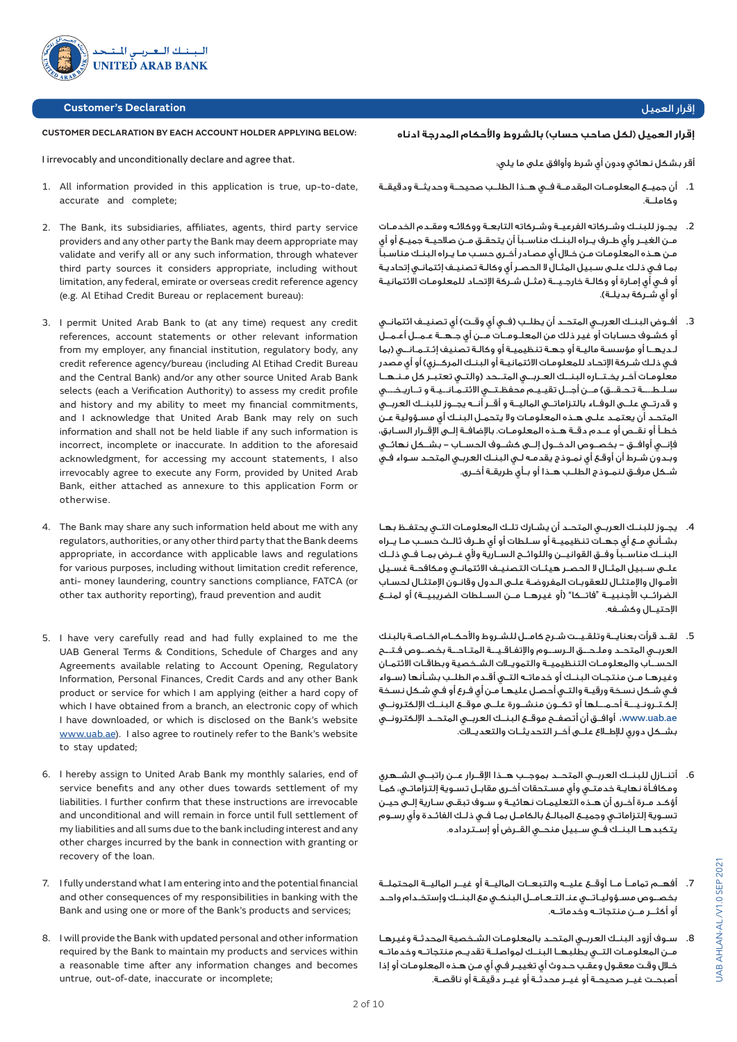## Customer's Declaration

## إقرار العميل

**CUSTOMER DECLARATION BY EACH ACCOUNT HOLDER APPLYING BELOW:**

I irrevocably and unconditionally declare and agree that.

1. All information provided in this application is true, up-to-date, accurate and complete;
2. The Bank, its subsidiaries, affiliates, agents, third party service providers and any other party the Bank may deem appropriate may validate and verify all or any such information, through whatever third party sources it considers appropriate, including without limitation, any federal, emirate or overseas credit reference agency (e.g. Al Etihad Credit Bureau or replacement bureau):
3. I permit United Arab Bank to (at any time) request any credit references, account statements or other relevant information from my employer, any financial institution, regulatory body, any credit reference agency/bureau (including Al Etihad Credit Bureau and the Central Bank) and/or any other source United Arab Bank selects (each a Verification Authority) to assess my credit profile and history and my ability to meet my financial commitments, and I acknowledge that United Arab Bank may rely on such information and shall not be held liable if any such information is incorrect, incomplete or inaccurate. In addition to the aforesaid acknowledgment, for accessing my account statements, I also irrevocably agree to execute any Form, provided by United Arab Bank, either attached as annexure to this application Form or otherwise.
4. The Bank may share any such information held about me with any regulators, authorities, or any other third party that the Bank deems appropriate, in accordance with applicable laws and regulations for various purposes, including without limitation credit reference, anti- money laundering, country sanctions compliance, FATCA (or other tax authority reporting), fraud prevention and audit
5. I have very carefully read and had fully explained to me the UAB General Terms & Conditions, Schedule of Charges and any Agreements available relating to Account Opening, Regulatory Information, Personal Finances, Credit Cards and any other Bank product or service for which I am applying (either a hard copy of which I have obtained from a branch, an electronic copy of which I have downloaded, or which is disclosed on the Bank's website www.uab.ae). I also agree to routinely refer to the Bank's website to stay updated;
6. I hereby assign to United Arab Bank my monthly salaries, end of service benefits and any other dues towards settlement of my liabilities. I further confirm that these instructions are irrevocable and unconditional and will remain in force until full settlement of my liabilities and all sums due to the bank including interest and any other charges incurred by the bank in connection with granting or recovery of the loan.
7. I fully understand what I am entering into and the potential financial and other consequences of my responsibilities in banking with the Bank and using one or more of the Bank's products and services;
8. I will provide the Bank with updated personal and other information required by the Bank to maintain my products and services within a reasonable time after any information changes and becomes untrue, out-of-date, inaccurate or incomplete;

**إقرار العميل (لكل صاحب حساب) بالشروط والأحكام المدرجة ادناه**

أقر بشكل نهائي ودون أي شرط وأوافق على ما يلي:

1. أن جميع المعلومات المقدمة في هذا الطلب صحيحة وحديثة ودقيقة وكاملة.
2. يجوز للبنك وشركاته الفرعية وشركاته التابعة ووكلائه ومقدم الخدمات من الغير وأي طرف يراه البنك مناسباً أن يتحقق من صلاحية جميع أو أي من هذه المعلومات من خلال أي مصادر أخرى حسب ما يراه البنك مناسباً بما في ذلك على سبيل المثال لا الحصر أي وكالة تصنيف إئتماني إتحادية أو في أي إمارة أو وكالة خارجية (مثل شركة الإتحاد للمعلومات الائتمانية أو أي شركة بديلة).
3. أفوض البنك العربي المتحد أن يطلب (في أي وقت) أي تصنيف ائتماني أو كشوف حسابات أو غير ذلك من المعلومات من أي جهة عمل أعمل لديها أو مؤسسة مالية أو جهة تنظيمية أو وكالة تصنيف إئتماني (بما في ذلك شركة الإتحاد للمعلومات الائتمانية أو البنك المركزي) أو أي مصدر معلومات آخر يختاره البنك العربي المتحد (والتي تعتبر كل منها سلطة تحقق) من أجل تقييم محفظتي الائتمانية و تاريخي و قدرتي على الوفاء بالتزاماتي المالية و أقر أنه يجوز للبنك العربي المتحد أن يعتمد على هذه المعلومات ولا يتحمل البنك أي مسؤولية عن خطأ أو نقص أو عدم دقة هذه المعلومات. بالإضافة إلى الإقرار السابق، فإني أوافق – بخصوص الدخول إلى كشوف الحساب – بشكل نهائي وبدون شرط أن أوقع أي نموذج يقدمه لي البنك العربي المتحد سواء في شكل مرفق لنموذج الطلب هذا أو بأي طريقة أخرى.
4. يجوز للبنك العربي المتحد أن يشارك تلك المعلومات التي يحتفظ بها بشأني مع أي جهات تنظيمية أو سلطات أو أي طرف ثالث حسب ما يراه البنك مناسباً وفق القوانين واللوائح السارية ولأي غرض بما في ذلك على سبيل المثال لا الحصر هيئات التصنيف الائتماني ومكافحة غسيل الأموال والإمتثال للعقوبات المفروضة على الدول وقانون الإمتثال لحساب الضرائب الأجنبية "فاتكا" (أو غيرها من السلطات الضريبية) أو لمنع الإحتيال وكشفه.
5. لقد قرأت بعناية وتلقيت شرح كامل للشروط والأحكام الخاصة بالبنك العربي المتحد وملحق الرسوم والإتفاقية المتاحة بخصوص فتح الحساب والمعلومات التنظيمية والتمويلات الشخصية وبطاقات الائتمان وغيرها من منتجات البنك أو خدماته التي أقدم الطلب بشأنها (سواء في شكل نسخة ورقية والتي أحصل عليها من أي فرع أو في شكل نسخة إلكترونية أحملها أو تكون منشورة على موقع البنك الإلكتروني www.uab.ae. أوافق أن أتصفح موقع البنك العربي المتحد الإلكتروني بشكل دوري للإطلاع على آخر التحديثات والتعديلات.
6. أتنازل للبنك العربي المتحد بموجب هذا الإقرار عن راتبي الشهري ومكافأة نهاية خدمتي وأي مستحقات أخرى مقابل تسوية إلتزاماتي، كما أؤكد مرة أخرى أن هذه التعليمات نهائية و سوف تبقى سارية إلى حين تسوية إلتزاماتي وجميع المبالغ بالكامل بما في ذلك الفائدة وأي رسوم يتكبدها البنك في سبيل منحي القرض أو إسترداده.
7. أفهم تماماً ما أوقع عليه والتبعات المالية أو غير المالية المحتملة بخصوص مسؤولياتي عند التعامل البنكي مع البنك وإستخدام واحد أو أكثر من منتجاته وخدماته.
8. سوف أزود البنك العربي المتحد بالمعلومات الشخصية المحدثة وغيرها من المعلومات التي يطلبها البنك لمواصلة تقديم منتجاته وخدماته خلال وقت معقول وعقب حدوث أي تغيير في أي من هذه المعلومات أو إذا أصبحت غير صحيحة أو غير محدثة أو غير دقيقة أو ناقصة.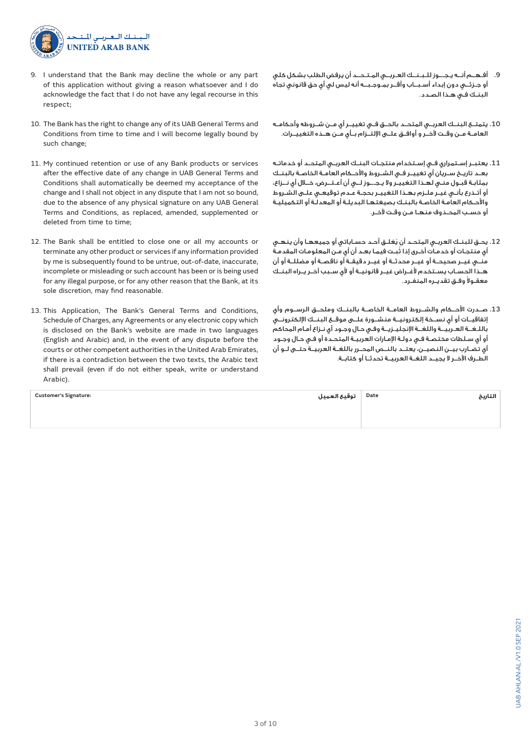**UNITED ARAB BANK** — البنك العربي المتحد

9. I understand that the Bank may decline the whole or any part of this application without giving a reason whatsoever and I do acknowledge the fact that I do not have any legal recourse in this respect;

10. The Bank has the right to change any of its UAB General Terms and Conditions from time to time and I will become legally bound by such change;

11. My continued retention or use of any Bank products or services after the effective date of any change in UAB General Terms and Conditions shall automatically be deemed my acceptance of the change and I shall not object in any dispute that I am not so bound, due to the absence of any physical signature on any UAB General Terms and Conditions, as replaced, amended, supplemented or deleted from time to time;

12. The Bank shall be entitled to close one or all my accounts or terminate any other product or services if any information provided by me is subsequently found to be untrue, out-of-date, inaccurate, incomplete or misleading or such account has been or is being used for any illegal purpose, or for any other reason that the Bank, at its sole discretion, may find reasonable.

13. This Application, The Bank's General Terms and Conditions, Schedule of Charges, any Agreements or any electronic copy which is disclosed on the Bank's website are made in two languages (English and Arabic) and, in the event of any dispute before the courts or other competent authorities in the United Arab Emirates, if there is a contradiction between the two texts, the Arabic text shall prevail (even if do not either speak, write or understand Arabic).

9. أفهم أنه يجوز للبنك العربي المتحد أن يرفض الطلب بشكل كلي أو جزئي دون إبداء أسباب وأقر بموجبه أنه ليس لي أي حق قانوني تجاه البنك في هذا الصدد.

10. يتمتع البنك العربي المتحد بالحق في تغيير أي من شروطه وأحكامه العامة من وقت لآخر و أوافق على الإلتزام بأي من هذه التغييرات.

11. يعتبر إستمراري في إستخدام منتجات البنك العربي المتحد أو خدماته بعد تاريخ سريان أي تغيير في الشروط والأحكام العامة الخاصة بالبنك بمثابة قبول مني لهذا التغيير ولا يجوز لي أن أعترض، خلال أي نزاع، أو أتذرع بأني غير ملزم بهذا التغيير بحجة عدم توقيعي على الشروط والأحكام العامة الخاصة بالبنك بصيغتها البديلة أو المعدلة أو التكميلية أو حسب المحذوف منها من وقت لآخر.

12. يحق للبنك العربي المتحد أن يُغلق أحد حساباتي أو جميعها وأن ينهي أي منتجات أو خدمات أخرى إذا ثبت فيما بعد أن أي من المعلومات المقدمة مني غير صحيحة أو غير محدثة أو غير دقيقة أو ناقصة أو مضللة أو أن هذا الحساب يستخدم لأغراض غير قانونية أو لأي سبب آخر يراه البنك معقولاً وفق تقديره المنفرد.

13. صدرت الأحكام والشروط العامة الخاصة بالبنك وملحق الرسوم وأي إتفاقيات أو أي نسخة إلكترونية منشورة على موقع البنك الإلكتروني باللغة العربية واللغة الإنجليزية وفي حال وجود أي نزاع أمام المحاكم أو أي سلطات مختصة في دولة الإمارات العربية المتحدة أو في حال وجود أي تضارب بين النصين، يعتد بالنص المحرر باللغة العربية حتى لو أن الطرف الآخر لا يجيد اللغة العربية تحدثاً أو كتابة.

| Customer's Signature: توقيع العميل | Date التاريخ |
|---|---|
| | |

UAB AHLAN-AL/V1.0 SEP 2021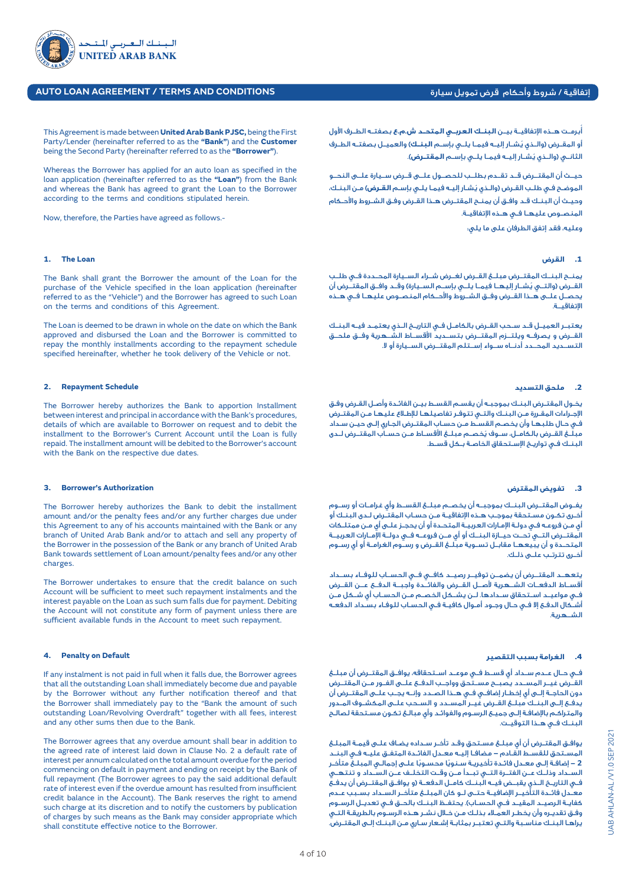# AUTO LOAN AGREEMENT / TERMS AND CONDITIONS

# إتفاقية / شروط وأحكام قرض تمويل سيارة

This Agreement is made between **United Arab Bank PJSC,** being the First Party/Lender (hereinafter referred to as the **"Bank"**) and the **Customer** being the Second Party (hereinafter referred to as the **"Borrower"**).

Whereas the Borrower has applied for an auto loan as specified in the loan application (hereinafter referred to as the **"Loan"**) from the Bank and whereas the Bank has agreed to grant the Loan to the Borrower according to the terms and conditions stipulated herein.

Now, therefore, the Parties have agreed as follows.-

## 1. The Loan

The Bank shall grant the Borrower the amount of the Loan for the purchase of the Vehicle specified in the loan application (hereinafter referred to as the "Vehicle") and the Borrower has agreed to such Loan on the terms and conditions of this Agreement.

The Loan is deemed to be drawn in whole on the date on which the Bank approved and disbursed the Loan and the Borrower is committed to repay the monthly installments according to the repayment schedule specified hereinafter, whether he took delivery of the Vehicle or not.

## 2. Repayment Schedule

The Borrower hereby authorizes the Bank to apportion Installment between interest and principal in accordance with the Bank's procedures, details of which are available to Borrower on request and to debit the installment to the Borrower's Current Account until the Loan is fully repaid. The installment amount will be debited to the Borrower's account with the Bank on the respective due dates.

## 3. Borrower's Authorization

The Borrower hereby authorizes the Bank to debit the installment amount and/or the penalty fees and/or any further charges due under this Agreement to any of his accounts maintained with the Bank or any branch of United Arab Bank and/or to attach and sell any property of the Borrower in the possession of the Bank or any branch of United Arab Bank towards settlement of Loan amount/penalty fees and/or any other charges.

The Borrower undertakes to ensure that the credit balance on such Account will be sufficient to meet such repayment instalments and the interest payable on the Loan as such sum falls due for payment. Debiting the Account will not constitute any form of payment unless there are sufficient available funds in the Account to meet such repayment.

## 4. Penalty on Default

If any instalment is not paid in full when it falls due, the Borrower agrees that all the outstanding Loan shall immediately become due and payable by the Borrower without any further notification thereof and that the Borrower shall immediately pay to the "Bank the amount of such outstanding Loan/Revolving Overdraft" together with all fees, interest and any other sums then due to the Bank.

The Borrower agrees that any overdue amount shall bear in addition to the agreed rate of interest laid down in Clause No. 2 a default rate of interest per annum calculated on the total amount overdue for the period commencing on default in payment and ending on receipt by the Bank of full repayment (The Borrower agrees to pay the said additional default rate of interest even if the overdue amount has resulted from insufficient credit balance in the Account). The Bank reserves the right to amend such charge at its discretion and to notify the customers by publication of charges by such means as the Bank may consider appropriate which shall constitute effective notice to the Borrower.

أبرمـت هـذه الإتفاقيـة بيـن **البنـك العربـي المتحـد ش.م.ع** بصفتـه الطـرف الأول أو المقـرض (والـذي يُشـار إليـه فيمـا يلـي بإسـم **البنـك**) والعميـل بصفتـه الطـرف الثانـي (والـذي يُشـار إليـه فيمـا يلـي بإسـم **المقتـرض**).

حيـث أن المقتـرض قـد تقـدم بطلـب للحصـول علـى قـرض سـيارة علـى النحـو الموضـح فـي طلـب القـرض (والـذي يُشـار إليـه فيمـا يلـي بإسـم **القـرض**) مـن البنـك، وحيـث أن البنـك قـد وافـق أن يمنـح المقتـرض هـذا القـرض وفـق الشـروط والأحـكام المنصـوص عليهـا فـي هـذه الإتفاقيـة.

وعليه، فقد إتفق الطرفان على ما يلي:

## 1. القرض

يمنـح البنـك المقتـرض مبلـغ القـرض لغـرض شـراء السـيارة المحـددة فـي طلـب القـرض (والتـي يُشـار إليهـا فيمـا يلـي بإسـم السـيارة) وقـد وافـق المقتـرض أن يحصـل علـى هـذا القـرض وفـق الشـروط والأحـكام المنصـوص عليهـا فـي هـذه الإتفاقيـة.

يعتبـر العميـل قـد سـحب القـرض بالكامـل فـي التاريـخ الـذي يعتمـد فيـه البنـك القـرض و يصرفـه ويلتـزم المقتـرض بتسـديد الأقسـاط الشـهرية وفـق ملحـق التسـديد المحـدد أدنـاه سـواء إسـتلم المقتـرض السـيارة أو لا.

## 2. ملحق التسديد

يخـول المقتـرض البنـك بموجبـه أن يقسـم القسـط بيـن الفائـدة وأصـل القـرض وفـق الإجـراءات المقـررة مـن البنـك والتـي تتوفـر تفاصيلهـا للإطـلاع عليهـا مـن المقتـرض فـي حـال طلبهـا وأن يخصـم القسـط مـن حسـاب المقتـرض الجـاري إلـى حيـن سـداد مبلـغ القـرض بالكامـل، سـوف يُخصـم مبلـغ الأقسـاط مـن حسـاب المقتـرض لـدى البنـك فـي تواريـخ الإسـتحقاق الخاصـة بـكل قسـط.

## 3. تفويض المقترض

يفـوض المقتـرض البنـك بموجبـه أن يخصـم مبلـغ القسـط وأي غرامـات أو رسـوم أخـرى تكـون مسـتحقة بموجـب هـذه الإتفاقيـة مـن حسـاب المقتـرض لـدى البنـك أو أي مـن فروعـه فـي دولـة الإمـارات العربيـة المتحـدة أو أن يحجـز علـى أي مـن ممتلـكات المقتـرض التـي تحـت حيـازة البنـك أو أي مـن فروعـه فـي دولـة الإمـارات العربيـة المتحـدة و أن يبيعهـا مقابـل تسـوية مبلـغ القـرض و رسـوم الغرامـة أو أي رسـوم أخـرى تترتـب علـى ذلـك.

يتعهـد المقتـرض أن يضمـن توفيـر رصيـد كافـي فـي الحسـاب للوفـاء بسـداد أقسـاط الدفعـات الشـهرية لأصـل القـرض والفائـدة واجبـة الدفـع عـن القـرض فـي مواعيـد اسـتحقاق سـدادها. لـن يشـكل الخصـم مـن الحسـاب أي شـكل مـن أشـكال الدفـع إلا فـي حـال وجـود أمـوال كافيـة فـي الحسـاب للوفـاء بسـداد الدفعـة الشـهرية.

## 4. الغرامة بسبب التقصير

فـي حـال عـدم سـداد أي قسـط فـي موعـد اسـتحقاقه، يوافـق المقتـرض أن مبلـغ القـرض غيـر المسـدد يصبـح مسـتحق وواجـب الدفـع علـى الفـور مـن المقتـرض دون الحاجـة إلـى أي إخطـار إضافـي فـي هـذا الصـدد وإنـه يجـب علـى المقتـرض أن يدفـع إلـى البنـك مبلـغ القـرض غيـر المسـدد و السـحب علـى المكشـوف المـدور والمتراكـم بالإضافـة إلـى جميـع الرسـوم والفوائـد وأي مبالـغ تكـون مسـتحقة لصالـح البنـك فـي هـذا التوقيـت.

يوافـق المقتـرض أن أي مبلـغ مسـتحق وقـد تأخـر سـداده يضـاف علـى قيمـة المبلـغ المسـتحق للقسـط القـادم – مضافـا إليـه معـدل الفائـدة المتفـق عليـه فـي البنـد **2** – إضافـة إلـى معـدل فائـدة تأخيريـة سـنويًا محسـوبًا علـى إجمالـي المبلـغ متأخـر السـداد وذلـك عـن الفتـرة التـي تبـدأ مـن وقـت التخلـف عـن السـداد و تنتهـي فـي التاريـخ الـذي يقبـض فيـه البنـك كامـل الدفعـة (و يوافـق المقتـرض أن يدفـع معـدل فائـدة التأخيـر الإضافيـة حتـى لـو كان المبلـغ متأخـر السـداد بسـبب عـدم كفايـة الرصيـد المقيـد فـي الحسـاب). يحتفـظ البنـك بالحـق فـي تعديـل الرسـوم وفـق تقديـره وأن يخطـر العمـلاء بذلـك مـن خـلال نشـر هـذه الرسـوم بالطريقـة التـي يراهـا البنـك مناسـبة والتـي تعتبـر بمثابـة إشـعار سـاري مـن البنـك إلـى المقتـرض.

UAB AHLAN-AL/V1.0 SEP 2021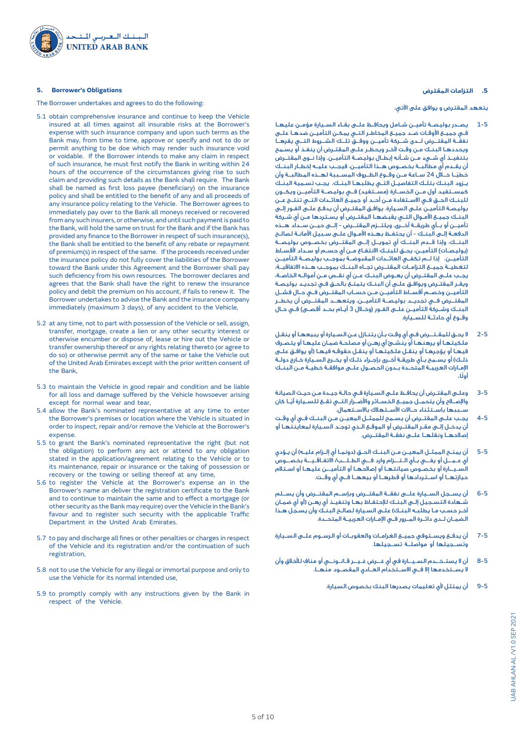## 5. Borrower's Obligations

The Borrower undertakes and agrees to do the following:

5.1 obtain comprehensive insurance and continue to keep the Vehicle insured at all times against all insurable risks at the Borrower's expense with such insurance company and upon such terms as the Bank may, from time to time, approve or specify and not to do or permit anything to be doe which may render such insurance void or voidable. If the Borrower intends to make any claim in respect of such insurance, he must first notify the Bank in writing within 24 hours of the occurrence of the circumstances giving rise to such claim and providing such details as the Bank shall require. The Bank shall be named as first loss payee (beneficiary) on the insurance policy and shall be entitled to the benefit of any and all proceeds of any insurance policy relating to the Vehicle. The Borrower agrees to immediately pay over to the Bank all monies received or recovered from any such insurers, or otherwise, and until such payment is paid to the Bank, will hold the same on trust for the Bank and if the Bank has provided any finance to the Borrower in respect of such insurance(s), the Bank shall be entitled to the benefit of any rebate or repayment of premium(s) in respect of the same. If the proceeds received under the insurance policy do not fully cover the liabilities of the Borrower toward the Bank under this Agreement and the Borrower shall pay such deficiency from his own resources. The borrower declares and agrees that the Bank shall have the right to renew the insurance policy and debit the premium on his account, if fails to renew it. The Borrower undertakes to advise the Bank and the insurance company immediately (maximum 3 days), of any accident to the Vehicle.

5.2 at any time, not to part with possession of the Vehicle or sell, assign, transfer, mortgage, create a lien or any other security interest or otherwise encumber or dispose of, lease or hire out the Vehicle or transfer ownership thereof or any rights relating thereto (or agree to do so) or otherwise permit any of the same or take the Vehicle out of the United Arab Emirates except with the prior written consent of the Bank,

5.3 to maintain the Vehicle in good repair and condition and be liable for all loss and damage suffered by the Vehicle howsoever arising except for normal wear and tear,

5.4 allow the Bank's nominated representative at any time to enter the Borrower's premises or location where the Vehicle is situated in order to inspect, repair and/or remove the Vehicle at the Borrower's expense.

5.5 to grant the Bank's nominated representative the right (but not the obligation) to perform any act or attend to any obligation stated in the application/agreement relating to the Vehicle or to its maintenance, repair or insurance or the taking of possession or recovery or the towing or selling thereof at any time,

5.6 to register the Vehicle at the Borrower's expense an in the Borrower's name an deliver the registration certificate to the Bank and to continue to maintain the same and to effect a mortgage (or other security as the Bank may require) over the Vehicle in the Bank's favour and to register such security with the applicable Traffic Department in the United Arab Emirates.

5.7 to pay and discharge all fines or other penalties or charges in respect of the Vehicle and its registration and/or the continuation of such registration,

5.8 not to use the Vehicle for any illegal or immortal purpose and only to use the Vehicle for its normal intended use,

5.9 to promptly comply with any instructions given by the Bank in respect of the Vehicle.

## 5. التزامات المقترض

يتعهد المقترض و يوافق على الآتي:

5-1 يصدر بوليصة تأمين شامل ويحافظ على بقاء السيارة مؤمن عليها في جميع الأوقات ضد جميع المخاطر التي يمكن التأمين ضدها على نفقة المقترض لدى شركة تأمين ووفق تلك الشروط التي يقرها ويحددها البنك من وقت لآخر ويحظر على المقترض أن ينفذ أو يسمح بتنفيذ أي شيء من شأنه إبطال بوليصة التأمين. وإذا نوى المقترض أن يقدم أي مطالبة بخصوص هذا التأمين، فيجب عليه إخطار البنك خطياً خلال 24 ساعة من وقوع الظروف المسببة لهذه المطالبة وأن يزود البنك بتلك التفاصيل التي يطلبها البنك. يجب تسمية البنك كمستفيد أول من الخسارة (مستفيد) في بوليصة التأمين ويكون للبنك الحق في الاستفادة من أحد أو جميع العائدات التي تنتج عن بوليصة التأمين على السيارة. يوافق المقترض أن يدفع على الفور إلى البنك جميع الأموال التي يقبضها المقترض أو يستردها من أي شركة تأمين أو بأي طريقة أخرى، ويلتزم المقترض - إلى حين سداد هذه الدفعة إلى البنك - أن يحتفظ بهذه الأموال على سبيل الأمانة لصالح البنك، وإذا قدم البنك أي تمويل إلى المقترض بخصوص بوليصة (بوليصات) التأمين، يحق للبنك الانتفاع من أي حسم أو سداد لأقساط التأمين. إذا لم تكفي العائدات المقبوضة بموجب بوليصة التأمين لتغطية جميع التزامات المقترض تجاه البنك بموجب هذه الاتفاقية، يجب على المقترض أن يعوض البنك عن أي نقص من أمواله الخاصة. ويقر المقترض ويوافق على أن البنك يتمتع بالحق في تجديد بوليصة التأمين وخصم أقساط التأمين من حساب المقترض في حال فشل المقترض في تجديد بوليصة التأمين، ويتعهد المقترض أن يخطر البنك وشركة التأمين على الفور (وخلال 3 أيام بحد أقصى) في حال وقوع أي حادثة للسيارة.

2-5 لا يحق للمقترض في أي وقت بأن يتنازل عن السيارة أو يبيعها أو ينقل ملكيتها أو يرهنها أو ينشئ أي رهن أو مصلحة ضمان عليها أو يتصرف فيها أو يؤجرها أو ينقل ملكيتها أو ينقل حقوقه فيها (أو يوافق على ذلك) أو يسمح بأي طريقة أخرى بإجراء ذلك أو يخرج السيارة خارج دولة الإمارات العربية المتحدة بدون الحصول على موافقة خطية من البنك أولاً.

3-5 وعلى المقترض أن يحافظ على السيارة في حالة جيدة من حيث الصيانة والإصلاح وأن يتحمل جميع الخسائر والأضرار التي تقع للسيارة أيًا كان سببها باستثناء حالات الاستهلاك بالاستعمال.

4-5 يجب على المقترض أن يسمح للممثل المعين من البنك في أي وقت أن يدخل إلى مقر المقترض أو الموقع الذي توجد السيارة لمعاينتها أو إصلاحها ونقلها على نفقة المقترض.

5-5 أن يمنح الممثل المعين من البنك الحق (دونما أي إلزام عليه) أن يؤدي أي عمل أو يفي بأي التزام وارد في الطلب/ الاتفاقية بخصوص السيارة أو بخصوص صيانتها أو إصلاحها أو التأمين عليها أو استلام حيازتها أو استردادها أو قطرها أو بيعها في أي وقت.

6-5 أن يسجل السيارة على نفقة المقترض وباسم المقترض وأن يسلم شهادة التسجيل إلى البنك للإحتفاظ بها وتنفيذ أي رهن (أو أي ضمان آخر حسب ما يطلبه البنك) على السيارة لصالح البنك وأن يسجل هذا الضمان لدى دائرة المرور في الإمارات العربية المتحدة.

7-5 أن يدفع ويستوفي جميع الغرامات والعقوبات أو الرسوم على السيارة وتسجيلها أو مواصلة تسجيلها.

8-5 أن لا يستخدم السيارة في أي غرض غير قانوني أو منافٍ للأخلاق وأن لا يستخدمها إلا في الاستخدام العادي المقصود منها.

9-5 أن يمتثل لأي تعليمات يصدرها البنك بخصوص السيارة.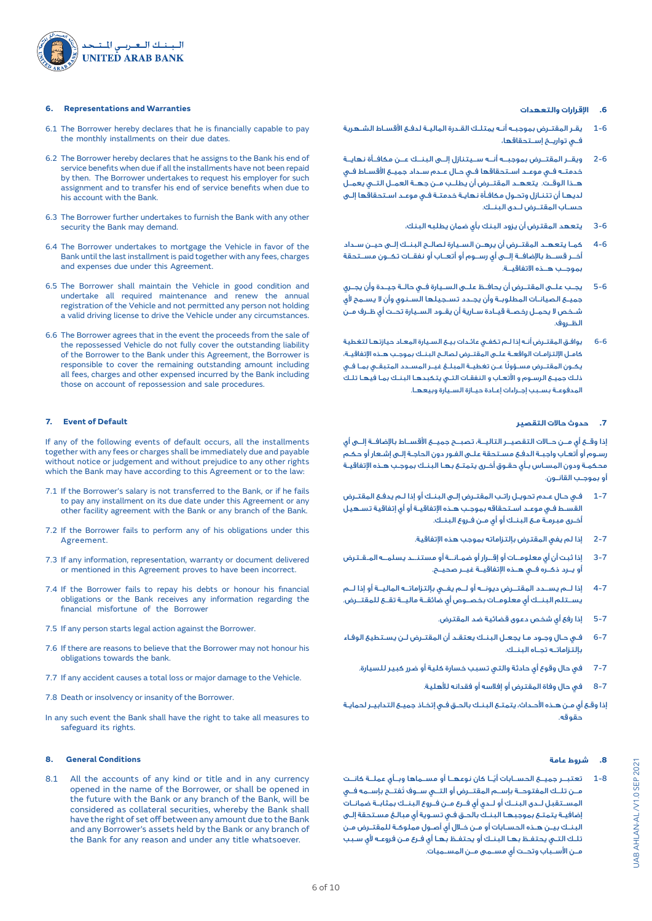## 6. Representations and Warranties

6.1 The Borrower hereby declares that he is financially capable to pay the monthly installments on their due dates.

6.2 The Borrower hereby declares that he assigns to the Bank his end of service benefits when due if all the installments have not been repaid by then. The Borrower undertakes to request his employer for such assignment and to transfer his end of service benefits when due to his account with the Bank.

6.3 The Borrower further undertakes to furnish the Bank with any other security the Bank may demand.

6.4 The Borrower undertakes to mortgage the Vehicle in favor of the Bank until the last installment is paid together with any fees, charges and expenses due under this Agreement.

6.5 The Borrower shall maintain the Vehicle in good condition and undertake all required maintenance and renew the annual registration of the Vehicle and not permitted any person not holding a valid driving license to drive the Vehicle under any circumstances.

6.6 The Borrower agrees that in the event the proceeds from the sale of the repossessed Vehicle do not fully cover the outstanding liability of the Borrower to the Bank under this Agreement, the Borrower is responsible to cover the remaining outstanding amount including all fees, charges and other expensed incurred by the Bank including those on account of repossession and sale procedures.

## .6 الإقرارات والتعهدات

1-6 يقر المقترض بموجبه أنه يمتلك القدرة المالية لدفع الأقساط الشهرية في تواريخ إستحقاقها.

2-6 ويقر المقترض بموجبه أنه سيتنازل إلى البنك عن مكافأة نهاية خدمته في موعد استحقاقها في حال عدم سداد جميع الأقساط في هذا الوقت. يتعهد المقترض أن يطلب من جهة العمل التي يعمل لديها أن تتنازل وتحول مكافأة نهاية خدمته في موعد استحقاقها إلى حساب المقترض لدى البنك.

3-6 يتعهد المقترض أن يزود البنك بأي ضمان يطلبه البنك.

4-6 كما يتعهد المقترض أن يرهن السيارة لصالح البنك إلى حين سداد أخر قسط بالإضافة إلى أي رسوم أو أتعاب أو نفقات تكون مستحقة بموجب هذه الاتفاقية.

5-6 يجب على المقترض أن يحافظ على السيارة في حالة جيدة وأن يجري جميع الصيانات المطلوبة وأن يجدد تسجيلها السنوي وأن لا يسمح لأي شخص لا يحمل رخصة قيادة سارية أن يقود السيارة تحت أي ظرف من الظروف.

6-6 يوافق المقترض أنه إذا لم تكفي عائدات بيع السيارة المعاد حيازتها لتغطية كامل الإلتزامات الواقعة على المقترض لصالح البنك بموجب هذه الإتفاقية، يكون المقترض مسؤولا عن تغطية المبلغ غير المسدد المتبقي بما في ذلك جميع الرسوم و الأتعاب و النفقات التي يتكبدها البنك بما فيها تلك المدفوعة بسبب إجراءات إعادة حيازة السيارة وبيعها.

## 7. Event of Default

If any of the following events of default occurs, all the installments together with any fees or charges shall be immediately due and payable without notice or judgement and without prejudice to any other rights which the Bank may have according to this Agreement or to the law:

7.1 If the Borrower's salary is not transferred to the Bank, or if he fails to pay any installment on its due date under this Agreement or any other facility agreement with the Bank or any branch of the Bank.

7.2 If the Borrower fails to perform any of his obligations under this Agreement.

7.3 If any information, representation, warranty or document delivered or mentioned in this Agreement proves to have been incorrect.

7.4 If the Borrower fails to repay his debts or honour his financial obligations or the Bank receives any information regarding the financial misfortune of the Borrower

7.5 If any person starts legal action against the Borrower.

7.6 If there are reasons to believe that the Borrower may not honour his obligations towards the bank.

7.7 If any accident causes a total loss or major damage to the Vehicle.

7.8 Death or insolvency or insanity of the Borrower.

In any such event the Bank shall have the right to take all measures to safeguard its rights.

## .7 حدوث حالات التقصير

إذا وقع أي من حالات التقصير التالية، تصبح جميع الأقساط بالإضافة إلى أي رسوم أو أتعاب واجبة الدفع مستحقة على الفور دون الحاجة إلى إشعار أو حكم محكمة ودون المساس بأي حقوق أخرى يتمتع بها البنك بموجب هذه الإتفاقية أو بموجب القانون.

1-7 في حال عدم تحويل راتب المقترض إلى البنك أو إذا لم يدفع المقترض القسط في موعد استحقاقه بموجب هذه الإتفاقية أو أي إتفاقية تسهيل أخرى مبرمة مع البنك أو أي من فروع البنك.

2-7 إذا لم يفي المقترض بإلتزاماته بموجب هذه الإتفاقية.

3-7 إذا ثبت أن أي معلومات أو إقرار أو ضمانة أو مستند يسلمه المقترض أو يرد ذكره في هذه الإتفاقية غير صحيح.

4-7 إذا لم يسدد المقترض ديونه أو لم يفي بإلتزاماته المالية أو إذا لم يستلم البنك أي معلومات بخصوص أي ضائقة مالية تقع للمقترض.

5-7 إذا رفع أي شخص دعوى قضائية ضد المقترض.

6-7 في حال وجود ما يجعل البنك يعتقد أن المقترض لن يستطيع الوفاء بإلتزاماته تجاه البنك.

7-7 في حال وقوع أي حادثة والتي تسبب خسارة كلية أو ضرر كبير للسيارة.

8-7 في حال وفاة المقترض أو إفلاسه أو فقدانه للأهلية.

إذا وقع أي من هذه الأحداث، يتمتع البنك بالحق في إتخاذ جميع التدابير لحماية حقوقه.

## 8. General Conditions

8.1 All the accounts of any kind or title and in any currency opened in the name of the Borrower, or shall be opened in the future with the Bank or any branch of the Bank, will be considered as collateral securities, whereby the Bank shall have the right of set off between any amount due to the Bank and any Borrower's assets held by the Bank or any branch of the Bank for any reason and under any title whatsoever.

## .8 شروط عامة

1-8 تعتبر جميع الحسابات أيا كان نوعها أو مسماها وبأي عملة كانت من تلك المفتوحة بإسم المقترض أو التي سوف تُفتح بإسمه في المستقبل لدى البنك أو لدى أي فرع من فروع البنك بمثابة ضمانات إضافية يتمتع بموجبها البنك بالحق في تسوية أي مبالغ مستحقة إلى البنك بين هذه الحسابات أو من خلال أي أصول مملوكة للمقترض من تلك التي يحتفظ بها البنك أو يحتفظ بها أي فرع من فروعه لأي سبب من الأسباب وتحت أي مسمى من المسميات.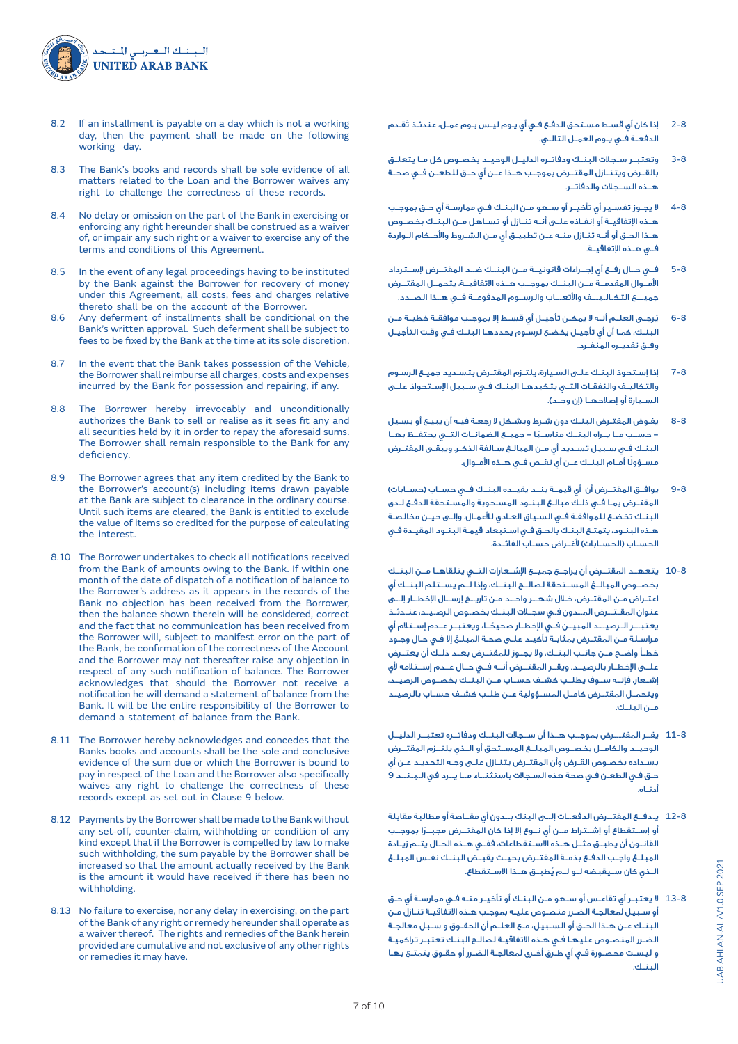8.2 If an installment is payable on a day which is not a working day, then the payment shall be made on the following working day.

8.3 The Bank's books and records shall be sole evidence of all matters related to the Loan and the Borrower waives any right to challenge the correctness of these records.

8.4 No delay or omission on the part of the Bank in exercising or enforcing any right hereunder shall be construed as a waiver of, or impair any such right or a waiver to exercise any of the terms and conditions of this Agreement.

8.5 In the event of any legal proceedings having to be instituted by the Bank against the Borrower for recovery of money under this Agreement, all costs, fees and charges relative thereto shall be on the account of the Borrower.

8.6 Any deferment of installments shall be conditional on the Bank's written approval. Such deferment shall be subject to fees to be fixed by the Bank at the time at its sole discretion.

8.7 In the event that the Bank takes possession of the Vehicle, the Borrower shall reimburse all charges, costs and expenses incurred by the Bank for possession and repairing, if any.

8.8 The Borrower hereby irrevocably and unconditionally authorizes the Bank to sell or realise as it sees fit any and all securities held by it in order to repay the aforesaid sums. The Borrower shall remain responsible to the Bank for any deficiency.

8.9 The Borrower agrees that any item credited by the Bank to the Borrower's account(s) including items drawn payable at the Bank are subject to clearance in the ordinary course. Until such items are cleared, the Bank is entitled to exclude the value of items so credited for the purpose of calculating the interest.

8.10 The Borrower undertakes to check all notifications received from the Bank of amounts owing to the Bank. If within one month of the date of dispatch of a notification of balance to the Borrower's address as it appears in the records of the Bank no objection has been received from the Borrower, then the balance shown therein will be considered, correct and the fact that no communication has been received from the Borrower will, subject to manifest error on the part of the Bank, be confirmation of the correctness of the Account and the Borrower may not thereafter raise any objection in respect of any such notification of balance. The Borrower acknowledges that should the Borrower not receive a notification he will demand a statement of balance from the Bank. It will be the entire responsibility of the Borrower to demand a statement of balance from the Bank.

8.11 The Borrower hereby acknowledges and concedes that the Banks books and accounts shall be the sole and conclusive evidence of the sum due or which the Borrower is bound to pay in respect of the Loan and the Borrower also specifically waives any right to challenge the correctness of these records except as set out in Clause 9 below.

8.12 Payments by the Borrower shall be made to the Bank without any set-off, counter-claim, withholding or condition of any kind except that if the Borrower is compelled by law to make such withholding, the sum payable by the Borrower shall be increased so that the amount actually received by the Bank is the amount it would have received if there has been no withholding.

8.13 No failure to exercise, nor any delay in exercising, on the part of the Bank of any right or remedy hereunder shall operate as a waiver thereof. The rights and remedies of the Bank herein provided are cumulative and not exclusive of any other rights or remedies it may have.

8-2 إذا كان أي قسط مستحق الدفع في أي يوم ليس يوم عمل، عندئذ تُقدم الدفعة في يوم العمل التالي.

8-3 وتعتبر سجلات البنك ودفاتره الدليل الوحيد بخصوص كل ما يتعلق بالقرض ويتنازل المقترض بموجب هذا عن أي حق للطعن في صحة هذه السجلات والدفاتر.

8-4 لا يجوز تفسير أي تأخير أو سهو من البنك في ممارسة أي حق بموجب هذه الإتفاقية أو إنفاذه على أنه تنازل أو تساهل من البنك بخصوص هذا الحق أو أنه تنازل منه عن تطبيق أي من الشروط والأحكام الواردة في هذه الإتفاقية.

8-5 في حال رفع أي إجراءات قانونية من البنك ضد المقترض لإسترداد الأموال المقدمة من البنك بموجب هذه الاتفاقية، يتحمل المقترض جميع التكاليف والأتعاب والرسوم المدفوعة في هذا الصدد.

8-6 يُرجى العلم أنه لا يمكن تأجيل أي قسط إلا بموجب موافقة خطية من البنك، كما أن أي تأجيل يخضع لرسوم يحددها البنك في وقت التأجيل وفق تقديره المنفرد.

8-7 إذا إستحوذ البنك على السيارة، يلتزم المقترض بتسديد جميع الرسوم والتكاليف والنفقات التي يتكبدها البنك في سبيل الإستحواذ على السيارة أو إصلاحها (إن وجد).

8-8 يفوض المقترض البنك دون شرط وبشكل لا رجعة فيه أن يبيع أو يسيل – حسب ما يراه البنك مناسبًا – جميع الضمانات التي يحتفظ بها البنك في سبيل تسديد أي من المبالغ سالفة الذكر. ويبقى المقترض مسؤولاً أمام البنك عن أي نقص في هذه الأموال.

8-9 يوافق المقترض أن أي قيمة بند يقيده البنك في حساب (حسابات) المقترض بما في ذلك مبالغ البنود المسحوبة والمستحقة الدفع لدى البنك تخضع للموافقة في السياق العادي للأعمال. وإلى حين مخالصة هذه البنود، يتمتع البنك بالحق في استبعاد قيمة البنود المقيدة في الحساب (الحسابات) لأغراض حساب الفائدة.

8-10 يتعهد المقترض أن يراجع جميع الإشعارات التي يتلقاها من البنك بخصوص المبالغ المستحقة لصالح البنك، وإذا لم يستلم البنك أي اعتراض من المقترض، خلال شهر واحد من تاريخ إرسال الإخطار إلى عنوان المقترض المدون في سجلات البنك بخصوص الرصيد، عندئذ يعتبر الرصيد المبين في الإخطار صحيحًا، ويعتبر عدم إستلام أي مراسلة من المقترض بمثابة تأكيد على صحة المبلغ إلا في حال وجود خطأ واضح من جانب البنك، ولا يجوز للمقترض بعد ذلك أن يعترض على الإخطار بالرصيد. ويقر المقترض أنه في حال عدم إستلامه لأي إشعار فإنه سوف يطلب كشف حساب من البنك بخصوص الرصيد، ويتحمل المقترض كامل المسؤولية عن طلب كشف حساب بالرصيد من البنك.

8-11 يقر المقترض بموجب هذا أن سجلات البنك ودفاتره تعتبر الدليل الوحيد والكامل بخصوص المبلغ المستحق أو الذي يلتزم المقترض بسداده بخصوص القرض وأن المقترض يتنازل على وجه التحديد عن أي حق في الطعن في صحة هذه السجلات باستثناء ما يرد في البند 9 أدناه.

8-12 يدفع المقترض الدفعات إلى البنك بدون أي مقاصة أو مطالبة مقابلة أو إستقطاع أو إشتراط من أي نوع إلا إذا كان المقترض مجبرًا بموجب القانون أن يطبق مثل هذه الاستقطاعات، ففي هذه الحال يتم زيادة المبلغ واجب الدفع بذمة المقترض بحيث يقبض البنك نفس المبلغ الذي كان سيقبضه لو لم يُطبق هذا الاستقطاع.

8-13 لا يعتبر أي تقاعس أو سهو من البنك أو تأخير منه في ممارسة أي حق أو سبيل لمعالجة الضرر منصوص عليه بموجب هذه الاتفاقية تنازل من البنك عن هذا الحق أو السبيل، مع العلم أن الحقوق و سبل معالجة الضرر المنصوص عليها في هذه الاتفاقية لصالح البنك تعتبر تراكمية و ليست محصورة في أي طرق أخرى لمعالجة الضرر أو حقوق يتمتع بها البنك.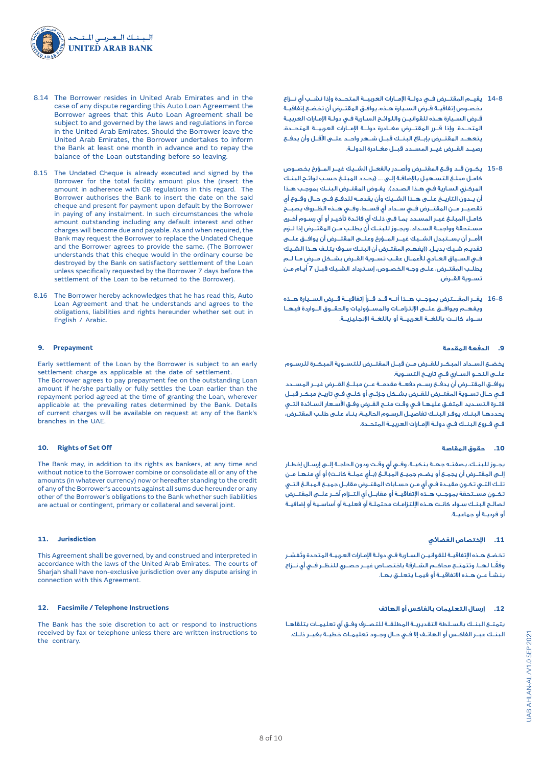8.14 The Borrower resides in United Arab Emirates and in the case of any dispute regarding this Auto Loan Agreement the Borrower agrees that this Auto Loan Agreement shall be subject to and governed by the laws and regulations in force in the United Arab Emirates. Should the Borrower leave the United Arab Emirates, the Borrower undertakes to inform the Bank at least one month in advance and to repay the balance of the Loan outstanding before so leaving.

8.15 The Undated Cheque is already executed and signed by the Borrower for the total facility amount plus the (insert the amount in adherence with CB regulations in this regard. The Borrower authorises the Bank to insert the date on the said cheque and present for payment upon default by the Borrower in paying of any instalment. In such circumstances the whole amount outstanding including any default interest and other charges will become due and payable. As and when required, the Bank may request the Borrower to replace the Undated Cheque and the Borrower agrees to provide the same. (The Borrower understands that this cheque would in the ordinary course be destroyed by the Bank on satisfactory settlement of the Loan unless specifically requested by the Borrower 7 days before the settlement of the Loan to be returned to the Borrower).

8.16 The Borrower hereby acknowledges that he has read this, Auto Loan Agreement and that he understands and agrees to the obligations, liabilities and rights hereunder whether set out in English / Arabic.

## 9. Prepayment

Early settlement of the Loan by the Borrower is subject to an early settlement charge as applicable at the date of settlement.
The Borrower agrees to pay prepayment fee on the outstanding Loan amount if he/she partially or fully settles the Loan earlier than the repayment period agreed at the time of granting the Loan, wherever applicable at the prevailing rates determined by the Bank. Details of current charges will be available on request at any of the Bank's branches in the UAE.

## 10. Rights of Set Off

The Bank may, in addition to its rights as bankers, at any time and without notice to the Borrower combine or consolidate all or any of the amounts (in whatever currency) now or hereafter standing to the credit of any of the Borrower's accounts against all sums due hereunder or any other of the Borrower's obligations to the Bank whether such liabilities are actual or contingent, primary or collateral and several joint.

## 11. Jurisdiction

This Agreement shall be governed, by and construed and interpreted in accordance with the laws of the United Arab Emirates. The courts of Sharjah shall have non-exclusive jurisdiction over any dispute arising in connection with this Agreement.

## 12. Facsimile / Telephone Instructions

The Bank has the sole discretion to act or respond to instructions received by fax or telephone unless there are written instructions to the contrary.

8-14 يقيــم المقتــرض فــي دولــة الإمــارات العربيــة المتحــدة وإذا نشــب أي نــزاع بخصــوص إتفاقيــة قــرض الســيارة هــذه، يوافــق المقتــرض أن تخضــع إتفاقيــة قــرض الســيارة هــذه للقوانيــن واللوائــح الســارية فــي دولــة الإمــارات العربيــة المتحــدة. وإذا قــرر المقتــرض مغــادرة دولــة الإمــارات العربيــة المتحــدة، يتعهــد المقتــرض بإبــلاغ البنــك قبــل شــهر واحــد علــى الأقــل وأن يدفــع رصيــد القــرض غيــر المســدد قبــل مغــادرة الدولــة.

8-15 يكــون قــد وقــع المقتــرض وأصــدر بالفعــل الشــيك غيــر المــؤرخ بخصــوص كامــل مبلــغ التســهيل بالإضافــة إلــى .... (يحــدد المبلــغ حســب لوائــح البنــك المركــزي الســارية فــي هــذا الصــدد). يفــوض المقتــرض البنــك بموجــب هــذا أن يــدون التاريــخ علــى هــذا الشــيك وأن يقدمــه للدفــع فــي حــال وقــوع أي تقصيــر مــن المقتــرض فــي ســداد أي قســط، وفــي هــذه الظــروف يصبــح كامــل المبلــغ غيــر المســدد بمــا فــي ذلــك أي فائــدة تأخيــر أو أي رســوم أخــرى مســتحقة وواجبــة الســداد. ويجــوز للبنــك أن يطلــب مــن المقتــرض إذا لــزم الأمــر أن يســتبدل الشــيك غيــر المــؤرخ وعلــى المقتــرض أن يوافــق علــى تقديــم شــيك بديــل. (يفهــم المقتــرض أن البنــك ســوف يتلــف هــذا الشــيك فــي الســياق العــادي للأعمــال عقــب تســوية القــرض بشــكل مــرض مــا لــم يطلــب المقتــرض، علــى وجــه الخصــوص، إســترداد الشــيك قبــل 7 أيــام مــن تســوية القــرض.

8-16 يقــر المقــترض بموجــب هــذا أنــه قــد قــرأ إتفاقيــة قــرض الســيارة هــذه ويفهــم ويوافــق علــى الإلتزامــات والمســؤوليات والحقــوق الــواردة فيهــا ســواء كانــت باللغــة العربيــة أو باللغــة الإنجليزيــة.

## 9. الدفعة المقدمة

يخضــع الســداد المبكــر للقــرض مــن قبــل المقتــرض للتســوية المبكــرة للرســوم علــى النحــو الســاري فــي تاريــخ التســوية.
يوافــق المقتــرض أن يدفــع رســم دفعــة مقدمــة عــن مبلــغ القــرض غيــر المســدد فــي حــال تســوية المقتــرض للقــرض بشــكل جزئــي أو كلــي فــي تاريــخ مبكــر قبــل فتــرة التســديد المتفــق عليهــا فــي وقــت منــح القــرض وفــق الأســعار الســائدة التــي يحددهــا البنــك. يوفــر البنــك تفاصيــل الرســوم الحاليــة، بنــاء علــى طلــب المقتــرض، فــي فــروع البنــك فــي دولــة الإمــارات العربيــة المتحــدة.

## 10. حقوق المقاصة

يجــوز للبنــك، بصفتــه جهــة بنكيــة، وفــي أي وقــت ودون الحاجــة إلــى إرســال إخطــار إلــى المقتــرض أن يجمــع أو يضــم جميــع المبالــغ (بــأي عملــة كانــت) أو أي منهــا مــن تلــك التــي تكــون مقيــدة فــي أي مــن حســابات المقتــرض مقابــل جميــع المبالــغ التــي تكــون مســتحقة بموجــب هــذه الإتفاقيــة أو مقابــل أي التــزام آخــر علــى المقتــرض لصالــح البنــك ســواء كانــت هــذه الإلتزامــات محتملــة أو فعليــة أو أساســية أو إضافيــة أو فرديــة أو جماعيــة.

## 11. الإختصاص القضائي

تخضــع هــذه الإتفاقيــة للقوانيــن الســارية فــي دولــة الإمــارات العربيــة المتحــدة وتفســر وفقًــا لهــا. وتتمتــع محاكــم الشــارقة باختصــاص غيــر حصــري للنظــر فــي أي نــزاع ينشــأ عــن هــذه الاتفاقيــة أو فيمــا يتعلــق بهــا.

## 12. إرسال التعليمات بالفاكس أو الهاتف

يتمتــع البنــك بالســلطة التقديريــة المطلقــة للتصــرف وفــق أي تعليمــات يتلقاهــا البنــك عبــر الفاكــس أو الهاتــف إلا فــي حــال وجــود تعليمــات خطيــة بغيــر ذلــك.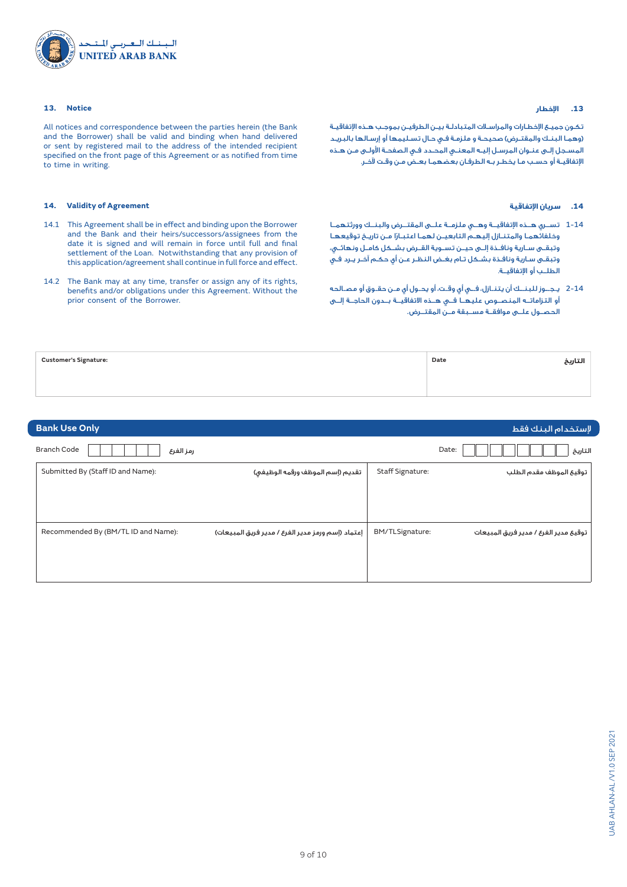البـنــك الـعــربــي الـمـتـحـد
UNITED ARAB BANK

### 13. Notice

All notices and correspondence between the parties herein (the Bank and the Borrower) shall be valid and binding when hand delivered or sent by registered mail to the address of the intended recipient specified on the front page of this Agreement or as notified from time to time in writing.

### 13. الإخطار

تكـون جميـع الإخطـارات والمراسـلات المتبادلـة بيـن الطرفيـن بموجـب هـذه الإتفاقيـة (وهمـا البنـك والمقتـرض) صحيحـة و ملزمـة فـي حـال تسـليمها أو إرسـالها بالبريـد المسـجل إلـى عنـوان المرسـل إليـه المعنـي المحـدد فـي الصفحـة الأولـى مـن هـذه الإتفاقيـة أو حسـب مـا يخطـر بـه الطرفـان بعضهمـا بعـض مـن وقـت لآخـر.

### 14. Validity of Agreement

14.1 This Agreement shall be in effect and binding upon the Borrower and the Bank and their heirs/successors/assignees from the date it is signed and will remain in force until full and final settlement of the Loan. Notwithstanding that any provision of this application/agreement shall continue in full force and effect.

14.2 The Bank may at any time, transfer or assign any of its rights, benefits and/or obligations under this Agreement. Without the prior consent of the Borrower.

### 14. سريان الإتفاقية

14-1 تسـري هـذه الإتفاقيـة وهـي ملزمـة علـى المقتـرض والبنـك وورثتهمـا وخلفائهمـا والمتنـازل إليهـم التابعيـن لهمـا اعتبـارًا مـن تاريـخ توقيعهـا وتبقـى سـارية ونافـذة إلـى حيـن تسـوية القـرض بشـكل كامـل ونهائـي، وتبقـى سـارية ونافـذة بشـكل تـام بغـض النظـر عـن أي حكـم آخـر يـرد فـي الطلـب أو الإتفاقيـة

14-2 يجـوز للبنـك أن يتنـازل، فـي أي وقـت، أو يحـول أي مـن حقـوق أو مصـالحه أو التزاماتـه المنصـوص عليهـا فـي هـذه الاتفاقيـة بـدون الحاجـة إلـى الحصـول علـى موافقـة مسـبقة مـن المقتـرض.

| Customer's Signature: | Date | التاريخ |
|---|---|---|
| | | |

## Bank Use Only — إستخدام البنك فقط

Branch Code ☐☐☐☐☐☐ رمز الفرع

Date: ☐☐☐☐☐☐☐☐ التاريخ

| Submitted By (Staff ID and Name): تقديم (إسم الموظف ورقمه الوظيفي) | Staff Signature: توقيع الموظف مقدم الطلب |
|---|---|
| | |
| **Recommended By (BM/TL ID and Name):** إعتماد (إسم ورمز مدير الفرع / مدير فريق المبيعات) | **BM/TLSignature:** توقيع مدير الفرع / مدير فريق المبيعات |
| | |

UAB AHLAN-AL/V1.0 SEP 2021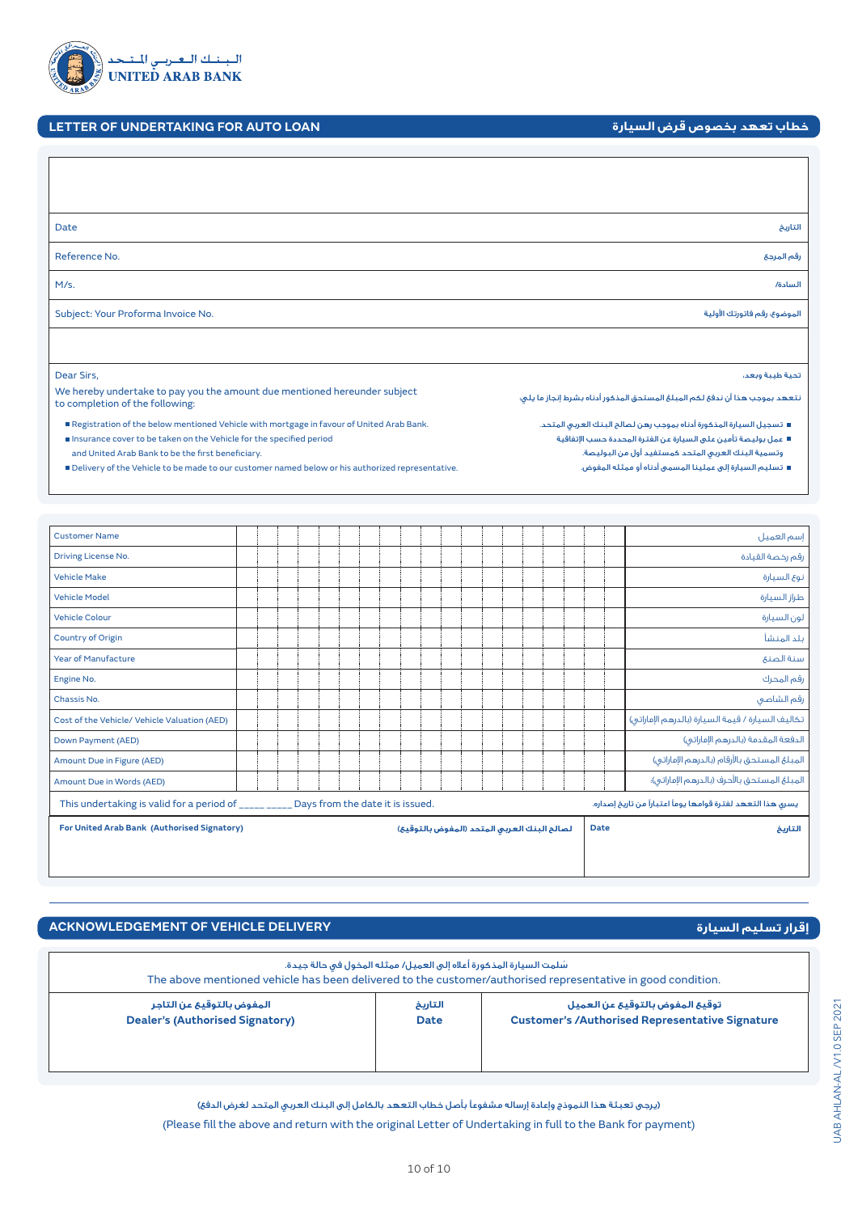البنك العربي المتحد
UNITED ARAB BANK

## LETTER OF UNDERTAKING FOR AUTO LOAN — خطاب تعهد بخصوص قرض السيارة

| | |
|---|---|
| Date | التاريخ |
| Reference No. | رقم المرجع |
| M/s. | السادة/ |
| Subject: Your Proforma Invoice No. | الموضوع: رقم فاتورتك الأولية |

Dear Sirs,

تحية طيبة وبعد،

We hereby undertake to pay you the amount due mentioned hereunder subject to completion of the following:

نتعهد بموجب هذا أن ندفع لكم المبلغ المستحق المذكور أدناه بشرط إنجاز ما يلي:

- Registration of the below mentioned Vehicle with mortgage in favour of United Arab Bank.
- Insurance cover to be taken on the Vehicle for the specified period and United Arab Bank to be the first beneficiary.
- Delivery of the Vehicle to be made to our customer named below or his authorized representative.

- تسجيل السيارة المذكورة أدناه بموجب رهن لصالح البنك العربي المتحد.
- عمل بوليصة تأمين على السيارة عن الفترة المحددة حسب الإتفاقية وتسمية البنك العربي المتحد كمستفيد أول من البوليصة.
- تسليم السيارة إلى عميلنا المسمى أدناه أو ممثله المفوض.

| | | |
|---|---|---|
| Customer Name | | إسم العميل |
| Driving License No. | | رقم رخصة القيادة |
| Vehicle Make | | نوع السيارة |
| Vehicle Model | | طراز السيارة |
| Vehicle Colour | | لون السيارة |
| Country of Origin | | بلد المنشأ |
| Year of Manufacture | | سنة الصنع |
| Engine No. | | رقم المحرك |
| Chassis No. | | رقم الشاصي |
| Cost of the Vehicle/ Vehicle Valuation (AED) | | تكاليف السيارة / قيمة السيارة (بالدرهم الإماراتي) |
| Down Payment (AED) | | الدفعة المقدمة (بالدرهم الإماراتي) |
| Amount Due in Figure (AED) | | المبلغ المستحق بالأرقام (بالدرهم الإماراتي) |
| Amount Due in Words (AED) | | المبلغ المستحق بالأحرف (بالدرهم الإماراتي): |

This undertaking is valid for a period of _____ _____ Days from the date it is issued.

يسري هذا التعهد لفترة قوامها يوماً اعتباراً من تاريخ إصداره.

| | |
|---|---|
| **For United Arab Bank (Authorised Signatory)** — **لصالح البنك العربي المتحد (المفوض بالتوقيع)** | **Date** — **التاريخ** |

## ACKNOWLEDGEMENT OF VEHICLE DELIVERY — إقرار تسليم السيارة

سُلمت السيارة المذكورة أعلاه إلى العميل/ ممثله المخول في حالة جيدة.

The above mentioned vehicle has been delivered to the customer/authorised representative in good condition.

| | | |
|---|---|---|
| **المفوض بالتوقيع عن التاجر** **Dealer's (Authorised Signatory)** | **التاريخ** **Date** | **توقيع المفوض بالتوقيع عن العميل** **Customer's /Authorised Representative Signature** |

(يرجى تعبئة هذا النموذج وإعادة إرساله مشفوعاً بأصل خطاب التعهد بالكامل إلى البنك العربي المتحد لغرض الدفع)

(Please fill the above and return with the original Letter of Undertaking in full to the Bank for payment)

UAB AHLAN-AL/V1.0 SEP 2021